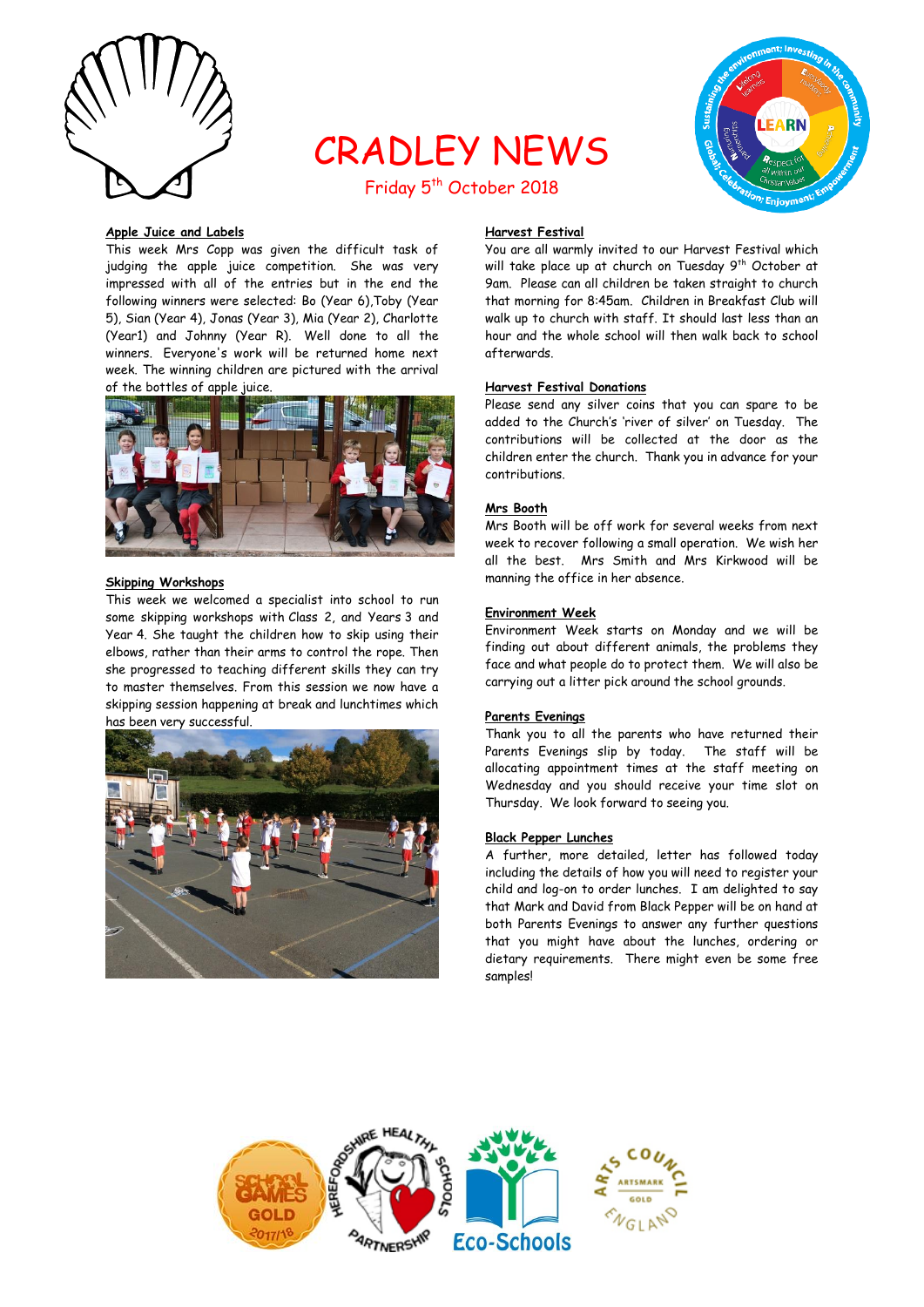# CRADLEY NEWS

Friday 5th October 2018

## Apple Juice and Labels

This week Mrs Copp was given the difficult task of judging the apple juice competition. She was very impressed with all of the entries but in the end the following winners were selected: Bo (Year 6),Toby (Year 5), Sian (Year 4), Jonas (Year 3), Mia (Year 2), Charlotte (Year1) and Johnny (Year R). Well done to all the winners. Everyone's work will be returned home next week. The winning children are pictured with the arrival of the bottles of apple juice.

## Skipping Workshops

This week we welcomed a specialist into school to run some skipping workshops with Class 2, and Years 3 and Year 4. She taught the children how to skip using their elbows, rather than their arms to control the rope. Then she progressed to teaching different skills they can try to master themselves. From this session we now have a skipping session happening at break and lunchtimes which has been very successful.

## Harvest Festival

You are all warmly invited to our Harvest Festival which will take place up at church on Tuesday 9th October at 9am. Please can all children be taken straight to church that morning for 8:45am. Children in Breakfast Club will walk up to church with staff. It should last less than an hour and the whole school will then walk back to school afterwards.

## Harvest Festival Donations

Please send any silver coins that you can spare to be added to the Church's 'river of silver' on Tuesday. The contributions will be collected at the door as the children enter the church. Thank you in advance for your contributions.

## Mrs Booth

Mrs Booth will be off work for several weeks from next week to recover following a small operation. We wish her all the best. Mrs Smith and Mrs Kirkwood will be manning the office in her absence.

## Environment Week

Environment Week starts on Monday and we will be finding out about different animals, the problems they face and what people do to protect them. We will also be carrying out a litter pick around the school grounds.

## Parents Evenings

Thank you to all the parents who have returned their Parents Evenings slip by today. The staff will be allocating appointment times at the staff meeting on Wednesday and you should receive your time slot on Thursday. We look forward to seeing you.

## Black Pepper Lunches

A further, more detailed, letter has followed today including the details of how you will need to register your child and log-on to order lunches. I am delighted to say that Mark and David from Black Pepper will be on hand at both Parents Evenings to answer any further questions that you might have about the lunches, ordering or dietary requirements. There might even be some free samples!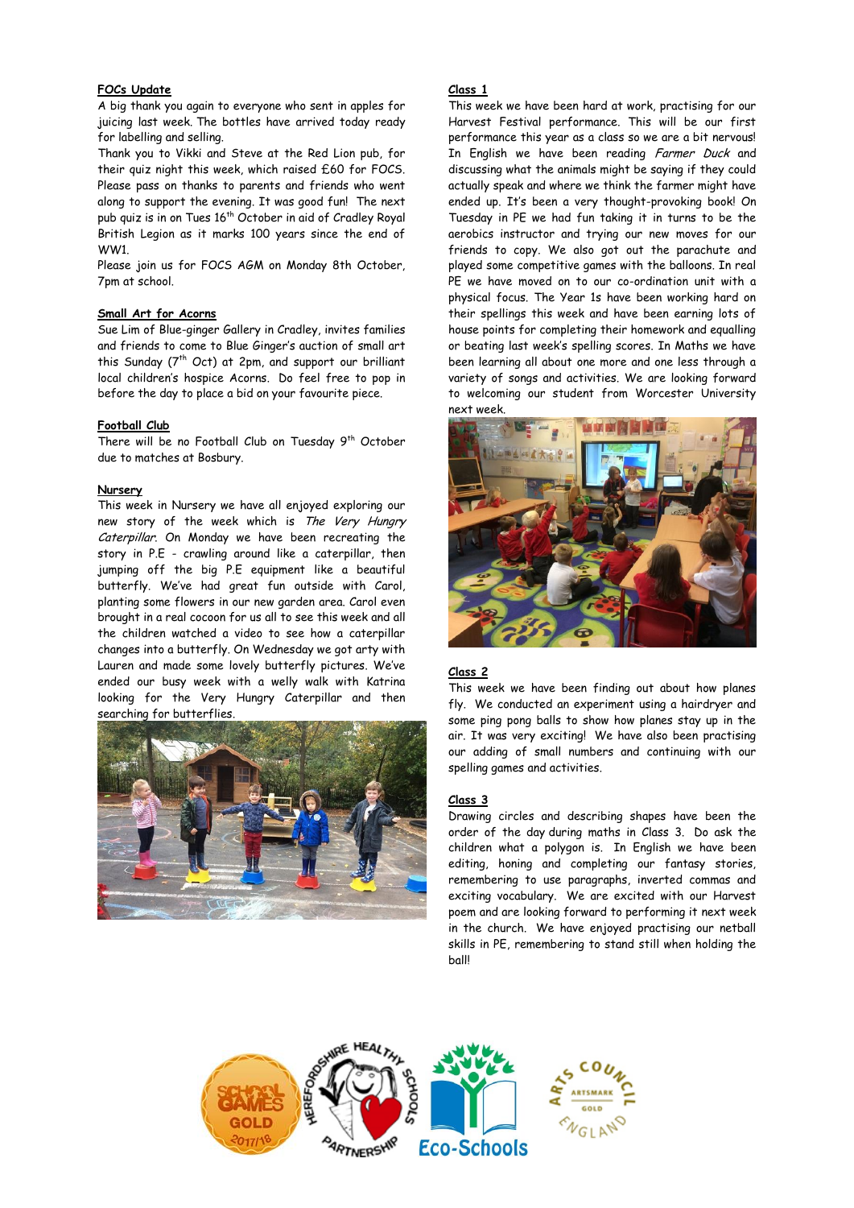## FOCs Update

A big thank you again to everyone who sent in apples for juicing last week. The bottles have arrived today ready for labelling and selling.

Thank you to Vikki and Steve at the Red Lion pub, for their quiz night this week, which raised £60 for FOCS. Please pass on thanks to parents and friends who went along to support the evening. It was good fun! The next pub quiz is in on Tues 16th October in aid of Cradley Royal British Legion as it marks 100 years since the end of WW1.

Please join us for FOCS AGM on Monday 8th October, 7pm at school.

## Small Art for Acorns

Sue Lim of Blue-ginger Gallery in Cradley, invites families and friends to come to Blue Ginger's auction of small art this Sunday (7th Oct) at 2pm, and support our brilliant local children's hospice Acorns. Do feel free to pop in before the day to place a bid on your favourite piece.

## Football Club

There will be no Football Club on Tuesday 9th October due to matches at Bosbury.

## Nursery

This week in Nursery we have all enjoyed exploring our new story of the week which is *The Very Hungry Caterpillar*. On Monday we have been recreating the story in P.E - crawling around like a caterpillar, then jumping off the big P.E equipment like a beautiful butterfly. We've had great fun outside with Carol, planting some flowers in our new garden area. Carol even brought in a real cocoon for us all to see this week and all the children watched a video to see how a caterpillar changes into a butterfly. On Wednesday we got arty with Lauren and made some lovely butterfly pictures. We've ended our busy week with a welly walk with Katrina looking for the Very Hungry Caterpillar and then searching for butterflies.

## Class 1

This week we have been hard at work, practising for our Harvest Festival performance. This will be our first performance this year as a class so we are a bit nervous! In English we have been reading *Farmer Duck* and discussing what the animals might be saying if they could actually speak and where we think the farmer might have ended up. It's been a very thought-provoking book! On Tuesday in PE we had fun taking it in turns to be the aerobics instructor and trying our new moves for our friends to copy. We also got out the parachute and played some competitive games with the balloons. In real PE we have moved on to our co-ordination unit with a physical focus. The Year 1s have been working hard on their spellings this week and have been earning lots of house points for completing their homework and equalling or beating last week's spelling scores. In Maths we have been learning all about one more and one less through a variety of songs and activities. We are looking forward to welcoming our student from Worcester University next week.

## Class 2

This week we have been finding out about how planes fly. We conducted an experiment using a hairdryer and some ping pong balls to show how planes stay up in the air. It was very exciting! We have also been practising our adding of small numbers and continuing with our spelling games and activities.

## Class 3

Drawing circles and describing shapes have been the order of the day during maths in Class 3. Do ask the children what a polygon is. In English we have been editing, honing and completing our fantasy stories, remembering to use paragraphs, inverted commas and exciting vocabulary. We are excited with our Harvest poem and are looking forward to performing it next week in the church. We have enjoyed practising our netball skills in PE, remembering to stand still when holding the ball!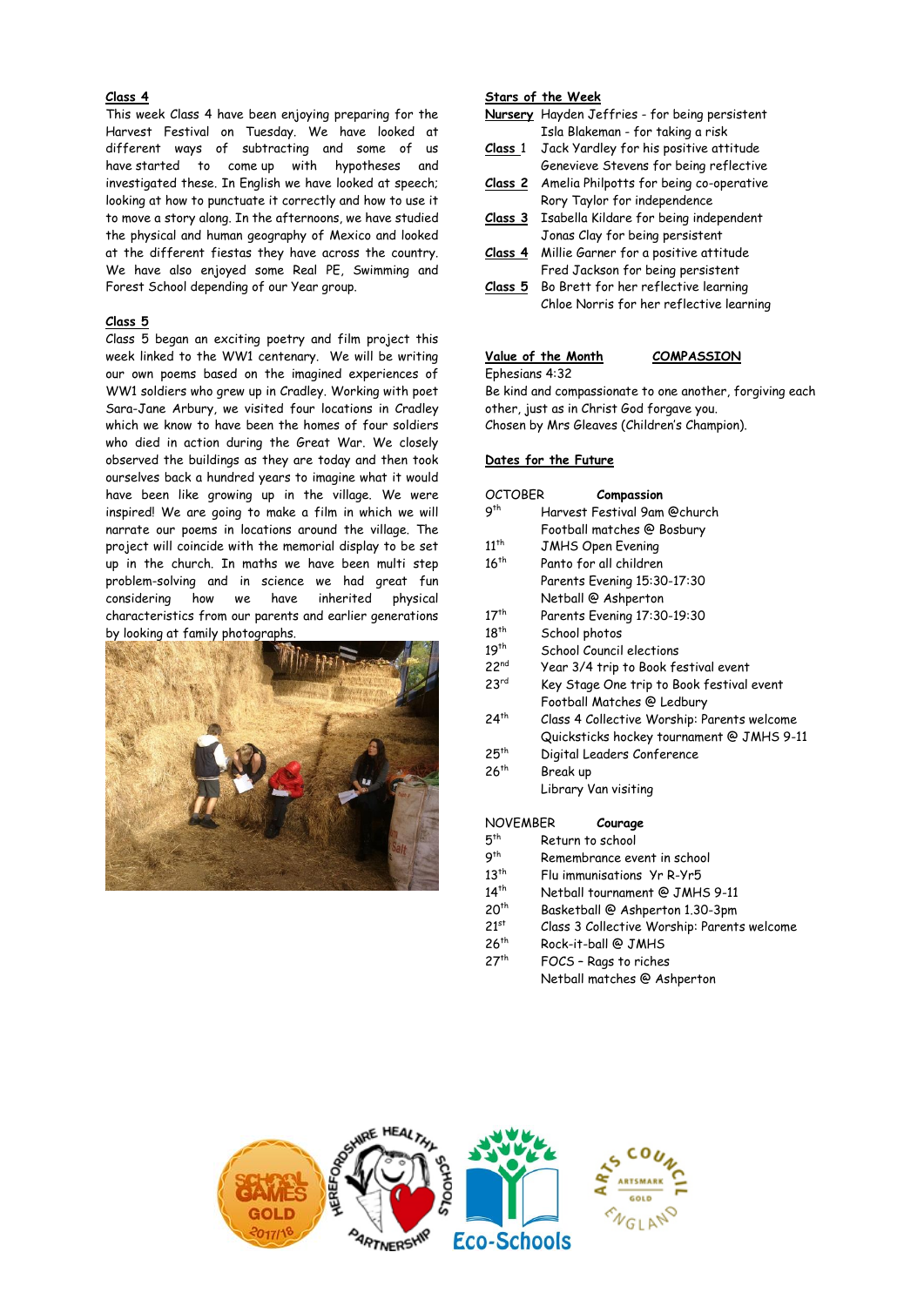**Class 4**

This week Class 4 have been enjoying preparing for the Harvest Festival on Tuesday. We have looked at different ways of subtracting and some of us have started to come up with hypotheses and investigated these. In English we have looked at speech; looking at how to punctuate it correctly and how to use it to move a story along. In the afternoons, we have studied the physical and human geography of Mexico and looked at the different fiestas they have across the country. We have also enjoyed some Real PE, Swimming and Forest School depending of our Year group.

**Class 5**

Class 5 began an exciting poetry and film project this week linked to the WW1 centenary. We will be writing our own poems based on the imagined experiences of WW1 soldiers who grew up in Cradley. Working with poet Sara-Jane Arbury, we visited four locations in Cradley which we know to have been the homes of four soldiers who died in action during the Great War. We closely observed the buildings as they are today and then took ourselves back a hundred years to imagine what it would have been like growing up in the village. We were inspired! We are going to make a film in which we will narrate our poems in locations around the village. The project will coincide with the memorial display to be set up in the church. In maths we have been multi step problem-solving and in science we had great fun considering how we have inherited physical characteristics from our parents and earlier generations by looking at family photographs.

**Stars of the Week**

| | |
|---|---|
| **Nursery** | Hayden Jeffries - for being persistent |
| | Isla Blakeman - for taking a risk |
| **Class 1** | Jack Yardley for his positive attitude |
| | Genevieve Stevens for being reflective |
| **Class 2** | Amelia Philpotts for being co-operative |
| | Rory Taylor for independence |
| **Class 3** | Isabella Kildare for being independent |
| | Jonas Clay for being persistent |
| **Class 4** | Millie Garner for a positive attitude |
| | Fred Jackson for being persistent |
| **Class 5** | Bo Brett for her reflective learning |
| | Chloe Norris for her reflective learning |

**Value of the Month** **COMPASSION**

Ephesians 4:32

Be kind and compassionate to one another, forgiving each other, just as in Christ God forgave you.

Chosen by Mrs Gleaves (Children's Champion).

**Dates for the Future**

| OCTOBER | **Compassion** |
|---|---|
| 9th | Harvest Festival 9am @church |
| | Football matches @ Bosbury |
| 11th | JMHS Open Evening |
| 16th | Panto for all children |
| | Parents Evening 15:30-17:30 |
| | Netball @ Ashperton |
| 17th | Parents Evening 17:30-19:30 |
| 18th | School photos |
| 19th | School Council elections |
| 22nd | Year 3/4 trip to Book festival event |
| 23rd | Key Stage One trip to Book festival event |
| | Football Matches @ Ledbury |
| 24th | Class 4 Collective Worship: Parents welcome |
| | Quicksticks hockey tournament @ JMHS 9-11 |
| 25th | Digital Leaders Conference |
| 26th | Break up |
| | Library Van visiting |

| NOVEMBER | **Courage** |
|---|---|
| 5th | Return to school |
| 9th | Remembrance event in school |
| 13th | Flu immunisations Yr R-Yr5 |
| 14th | Netball tournament @ JMHS 9-11 |
| 20th | Basketball @ Ashperton 1.30-3pm |
| 21st | Class 3 Collective Worship: Parents welcome |
| 26th | Rock-it-ball @ JMHS |
| 27th | FOCS – Rags to riches |
| | Netball matches @ Ashperton |